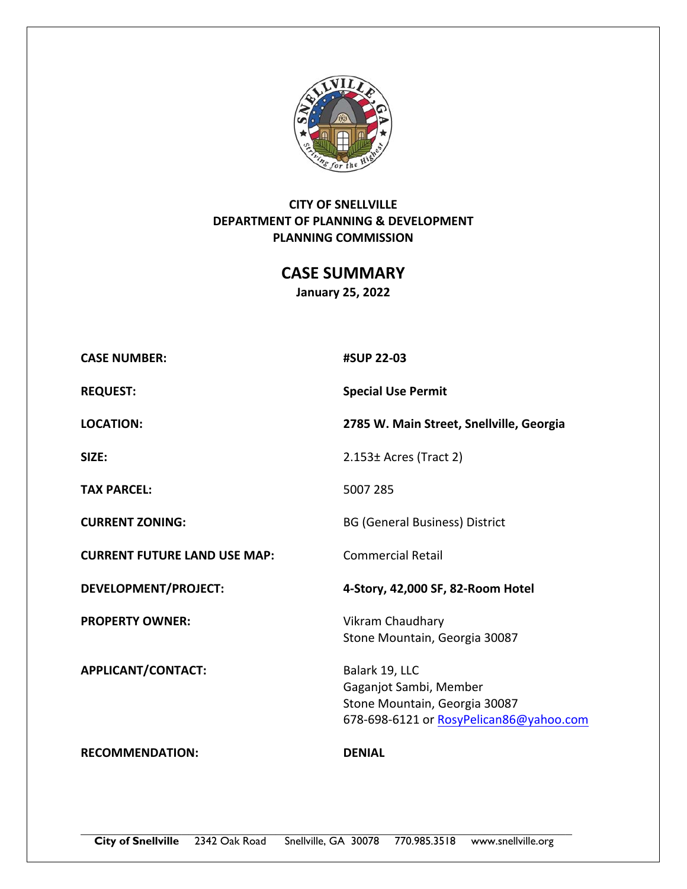**CITY OF SNELLVILLE**
**DEPARTMENT OF PLANNING & DEVELOPMENT**
**PLANNING COMMISSION**

# CASE SUMMARY

**January 25, 2022**

| | |
|---|---|
| **CASE NUMBER:** | **#SUP 22-03** |
| **REQUEST:** | **Special Use Permit** |
| **LOCATION:** | **2785 W. Main Street, Snellville, Georgia** |
| **SIZE:** | 2.153± Acres (Tract 2) |
| **TAX PARCEL:** | 5007 285 |
| **CURRENT ZONING:** | BG (General Business) District |
| **CURRENT FUTURE LAND USE MAP:** | Commercial Retail |
| **DEVELOPMENT/PROJECT:** | **4-Story, 42,000 SF, 82-Room Hotel** |
| **PROPERTY OWNER:** | Vikram Chaudhary<br>Stone Mountain, Georgia 30087 |
| **APPLICANT/CONTACT:** | Balark 19, LLC<br>Gaganjot Sambi, Member<br>Stone Mountain, Georgia 30087<br>678-698-6121 or RosyPelican86@yahoo.com |
| **RECOMMENDATION:** | **DENIAL** |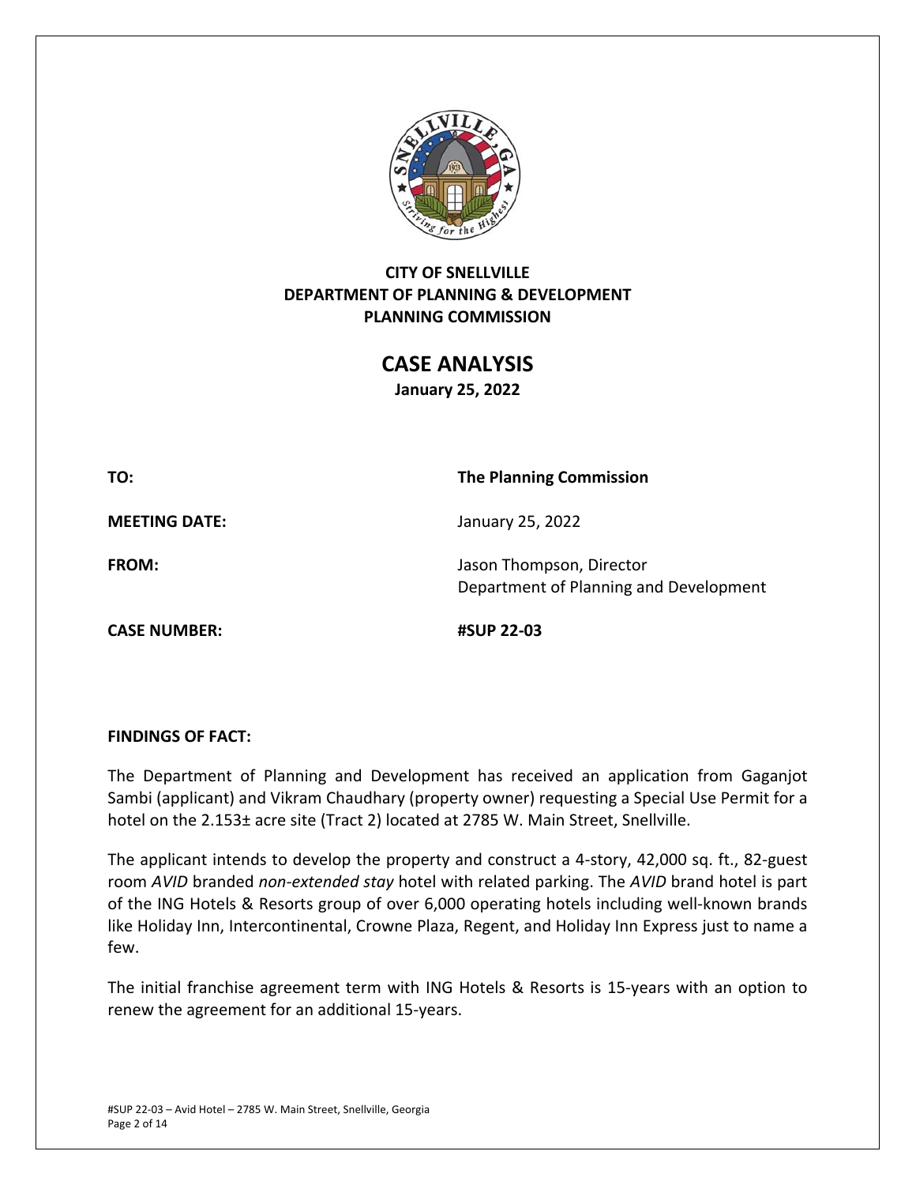**CITY OF SNELLVILLE**
**DEPARTMENT OF PLANNING & DEVELOPMENT**
**PLANNING COMMISSION**

# CASE ANALYSIS

**January 25, 2022**

| | |
|---|---|
| **TO:** | **The Planning Commission** |
| **MEETING DATE:** | January 25, 2022 |
| **FROM:** | Jason Thompson, Director<br>Department of Planning and Development |
| **CASE NUMBER:** | **#SUP 22-03** |

**FINDINGS OF FACT:**

The Department of Planning and Development has received an application from Gaganjot Sambi (applicant) and Vikram Chaudhary (property owner) requesting a Special Use Permit for a hotel on the 2.153± acre site (Tract 2) located at 2785 W. Main Street, Snellville.

The applicant intends to develop the property and construct a 4-story, 42,000 sq. ft., 82-guest room *AVID* branded *non-extended stay* hotel with related parking. The *AVID* brand hotel is part of the ING Hotels & Resorts group of over 6,000 operating hotels including well-known brands like Holiday Inn, Intercontinental, Crowne Plaza, Regent, and Holiday Inn Express just to name a few.

The initial franchise agreement term with ING Hotels & Resorts is 15-years with an option to renew the agreement for an additional 15-years.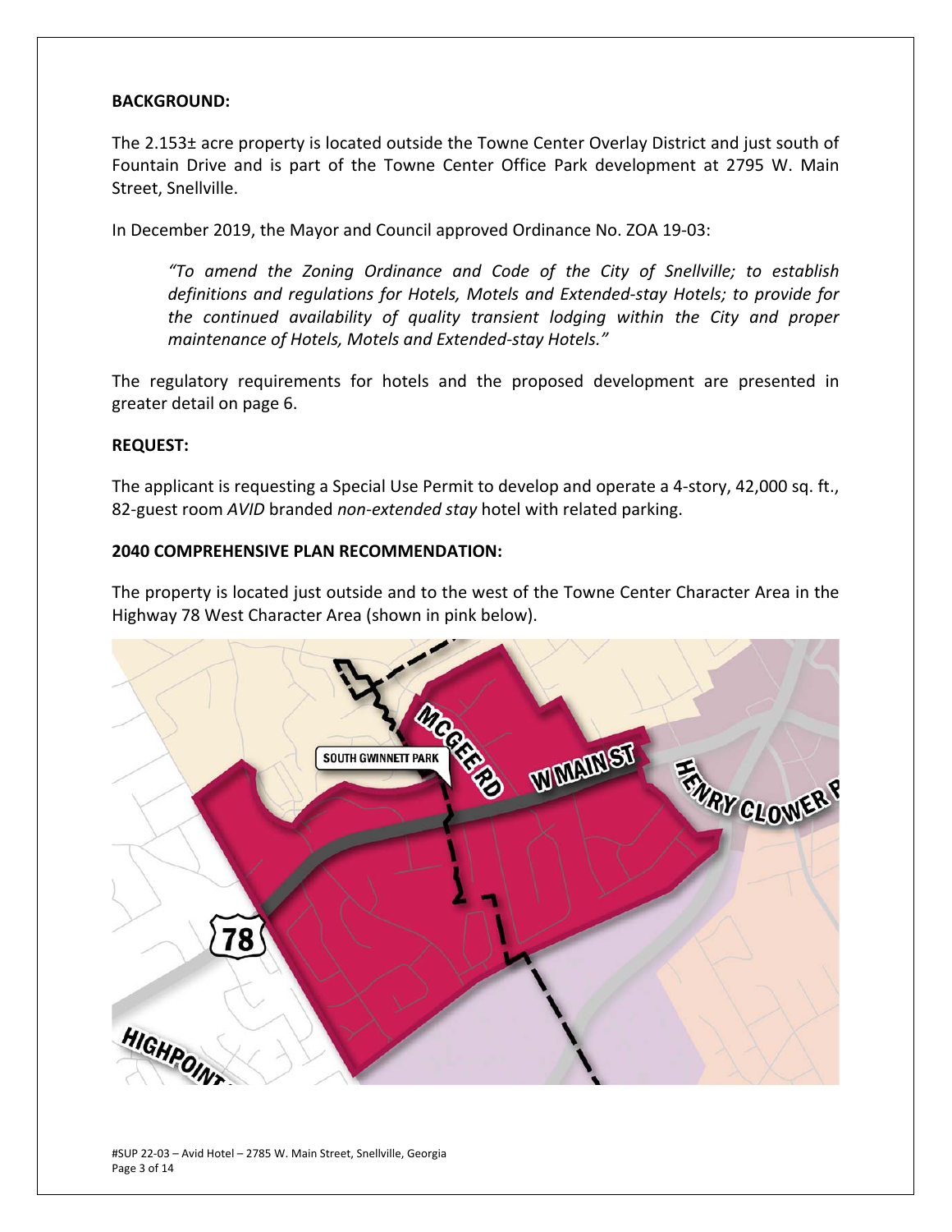**BACKGROUND:**

The 2.153± acre property is located outside the Towne Center Overlay District and just south of Fountain Drive and is part of the Towne Center Office Park development at 2795 W. Main Street, Snellville.

In December 2019, the Mayor and Council approved Ordinance No. ZOA 19-03:

> *"To amend the Zoning Ordinance and Code of the City of Snellville; to establish definitions and regulations for Hotels, Motels and Extended-stay Hotels; to provide for the continued availability of quality transient lodging within the City and proper maintenance of Hotels, Motels and Extended-stay Hotels."*

The regulatory requirements for hotels and the proposed development are presented in greater detail on page 6.

**REQUEST:**

The applicant is requesting a Special Use Permit to develop and operate a 4-story, 42,000 sq. ft., 82-guest room *AVID* branded *non-extended stay* hotel with related parking.

**2040 COMPREHENSIVE PLAN RECOMMENDATION:**

The property is located just outside and to the west of the Towne Center Character Area in the Highway 78 West Character Area (shown in pink below).

SOUTH GWINNETT PARK

MCGEE RD

W MAIN ST

HENRY CLOWER B

78

HIGHPOINT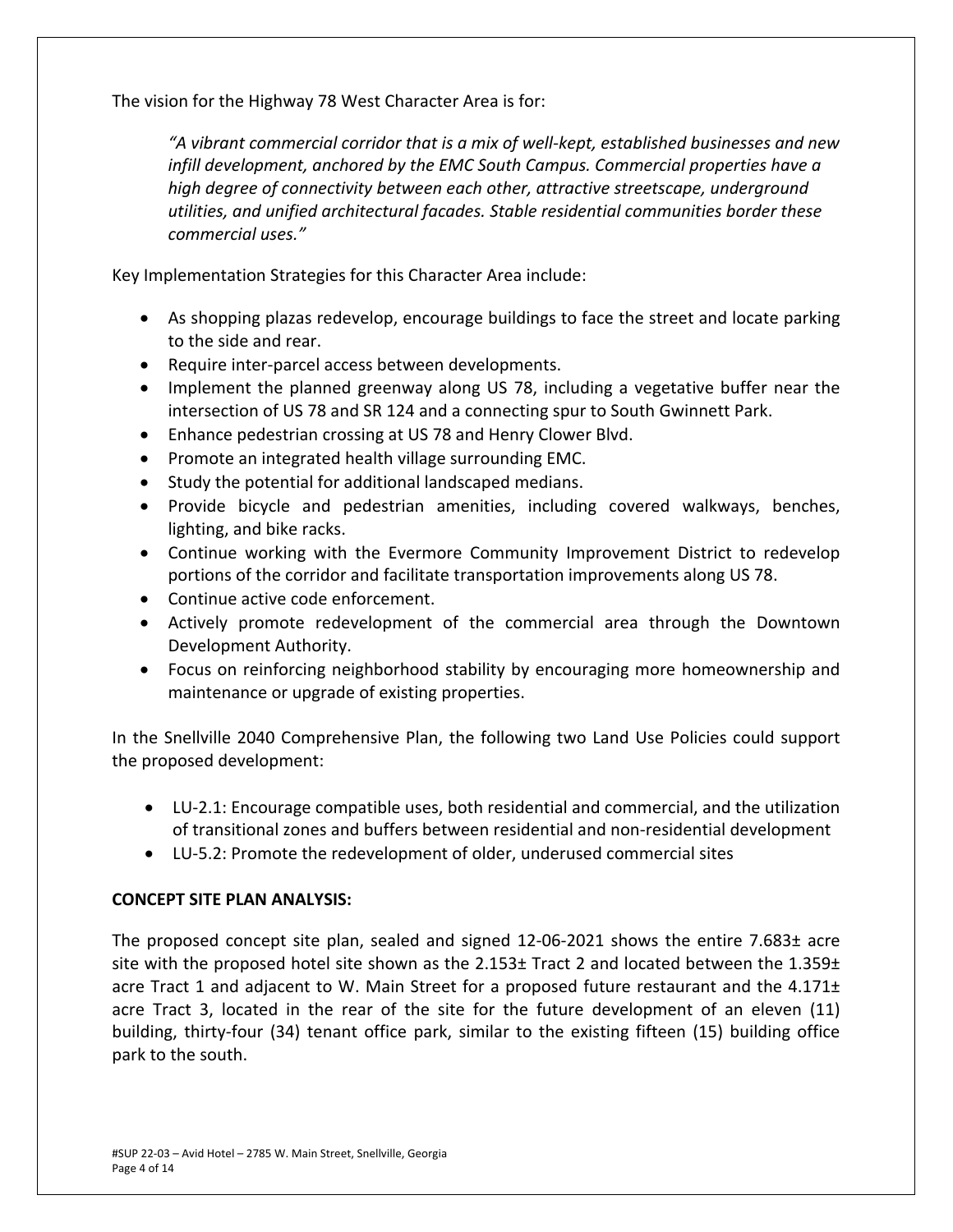The vision for the Highway 78 West Character Area is for:

> *"A vibrant commercial corridor that is a mix of well-kept, established businesses and new infill development, anchored by the EMC South Campus. Commercial properties have a high degree of connectivity between each other, attractive streetscape, underground utilities, and unified architectural facades. Stable residential communities border these commercial uses."*

Key Implementation Strategies for this Character Area include:

- As shopping plazas redevelop, encourage buildings to face the street and locate parking to the side and rear.
- Require inter-parcel access between developments.
- Implement the planned greenway along US 78, including a vegetative buffer near the intersection of US 78 and SR 124 and a connecting spur to South Gwinnett Park.
- Enhance pedestrian crossing at US 78 and Henry Clower Blvd.
- Promote an integrated health village surrounding EMC.
- Study the potential for additional landscaped medians.
- Provide bicycle and pedestrian amenities, including covered walkways, benches, lighting, and bike racks.
- Continue working with the Evermore Community Improvement District to redevelop portions of the corridor and facilitate transportation improvements along US 78.
- Continue active code enforcement.
- Actively promote redevelopment of the commercial area through the Downtown Development Authority.
- Focus on reinforcing neighborhood stability by encouraging more homeownership and maintenance or upgrade of existing properties.

In the Snellville 2040 Comprehensive Plan, the following two Land Use Policies could support the proposed development:

- LU-2.1: Encourage compatible uses, both residential and commercial, and the utilization of transitional zones and buffers between residential and non-residential development
- LU-5.2: Promote the redevelopment of older, underused commercial sites

**CONCEPT SITE PLAN ANALYSIS:**

The proposed concept site plan, sealed and signed 12-06-2021 shows the entire 7.683± acre site with the proposed hotel site shown as the 2.153± Tract 2 and located between the 1.359± acre Tract 1 and adjacent to W. Main Street for a proposed future restaurant and the 4.171± acre Tract 3, located in the rear of the site for the future development of an eleven (11) building, thirty-four (34) tenant office park, similar to the existing fifteen (15) building office park to the south.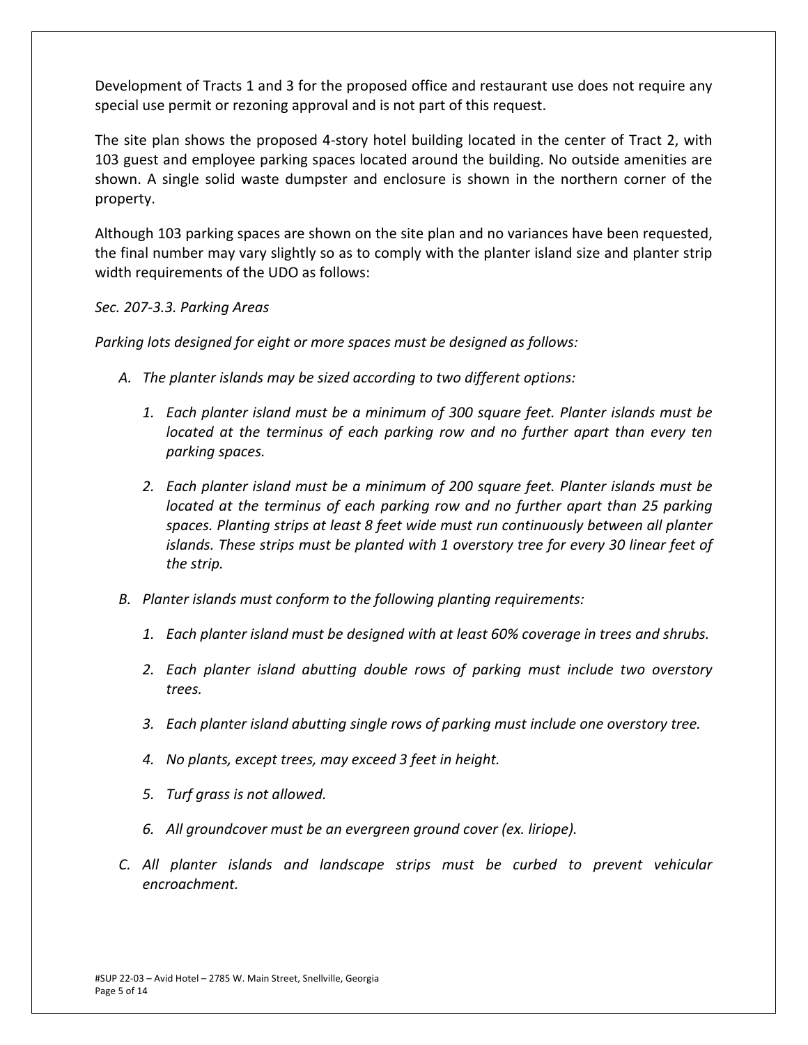Development of Tracts 1 and 3 for the proposed office and restaurant use does not require any special use permit or rezoning approval and is not part of this request.

The site plan shows the proposed 4-story hotel building located in the center of Tract 2, with 103 guest and employee parking spaces located around the building. No outside amenities are shown. A single solid waste dumpster and enclosure is shown in the northern corner of the property.

Although 103 parking spaces are shown on the site plan and no variances have been requested, the final number may vary slightly so as to comply with the planter island size and planter strip width requirements of the UDO as follows:

*Sec. 207-3.3. Parking Areas*

*Parking lots designed for eight or more spaces must be designed as follows:*

- *A. The planter islands may be sized according to two different options:*
  - *1. Each planter island must be a minimum of 300 square feet. Planter islands must be located at the terminus of each parking row and no further apart than every ten parking spaces.*
  - *2. Each planter island must be a minimum of 200 square feet. Planter islands must be located at the terminus of each parking row and no further apart than 25 parking spaces. Planting strips at least 8 feet wide must run continuously between all planter islands. These strips must be planted with 1 overstory tree for every 30 linear feet of the strip.*
- *B. Planter islands must conform to the following planting requirements:*
  - *1. Each planter island must be designed with at least 60% coverage in trees and shrubs.*
  - *2. Each planter island abutting double rows of parking must include two overstory trees.*
  - *3. Each planter island abutting single rows of parking must include one overstory tree.*
  - *4. No plants, except trees, may exceed 3 feet in height.*
  - *5. Turf grass is not allowed.*
  - *6. All groundcover must be an evergreen ground cover (ex. liriope).*
- *C. All planter islands and landscape strips must be curbed to prevent vehicular encroachment.*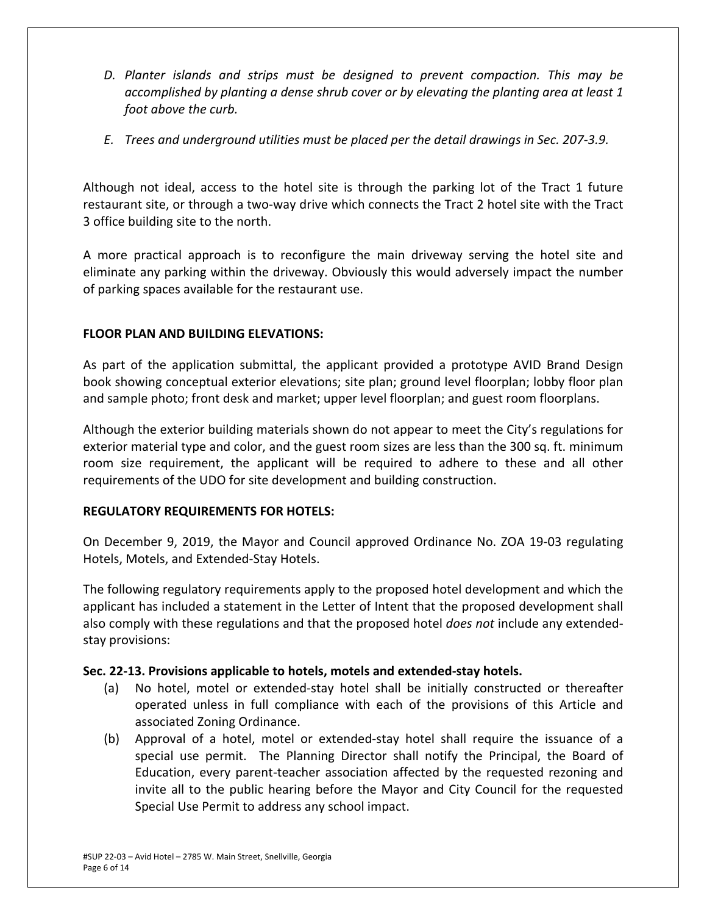*D. Planter islands and strips must be designed to prevent compaction. This may be accomplished by planting a dense shrub cover or by elevating the planting area at least 1 foot above the curb.*

*E. Trees and underground utilities must be placed per the detail drawings in Sec. 207-3.9.*

Although not ideal, access to the hotel site is through the parking lot of the Tract 1 future restaurant site, or through a two-way drive which connects the Tract 2 hotel site with the Tract 3 office building site to the north.

A more practical approach is to reconfigure the main driveway serving the hotel site and eliminate any parking within the driveway. Obviously this would adversely impact the number of parking spaces available for the restaurant use.

**FLOOR PLAN AND BUILDING ELEVATIONS:**

As part of the application submittal, the applicant provided a prototype AVID Brand Design book showing conceptual exterior elevations; site plan; ground level floorplan; lobby floor plan and sample photo; front desk and market; upper level floorplan; and guest room floorplans.

Although the exterior building materials shown do not appear to meet the City's regulations for exterior material type and color, and the guest room sizes are less than the 300 sq. ft. minimum room size requirement, the applicant will be required to adhere to these and all other requirements of the UDO for site development and building construction.

**REGULATORY REQUIREMENTS FOR HOTELS:**

On December 9, 2019, the Mayor and Council approved Ordinance No. ZOA 19-03 regulating Hotels, Motels, and Extended-Stay Hotels.

The following regulatory requirements apply to the proposed hotel development and which the applicant has included a statement in the Letter of Intent that the proposed development shall also comply with these regulations and that the proposed hotel *does not* include any extended-stay provisions:

**Sec. 22-13. Provisions applicable to hotels, motels and extended-stay hotels.**

(a) No hotel, motel or extended-stay hotel shall be initially constructed or thereafter operated unless in full compliance with each of the provisions of this Article and associated Zoning Ordinance.

(b) Approval of a hotel, motel or extended-stay hotel shall require the issuance of a special use permit. The Planning Director shall notify the Principal, the Board of Education, every parent-teacher association affected by the requested rezoning and invite all to the public hearing before the Mayor and City Council for the requested Special Use Permit to address any school impact.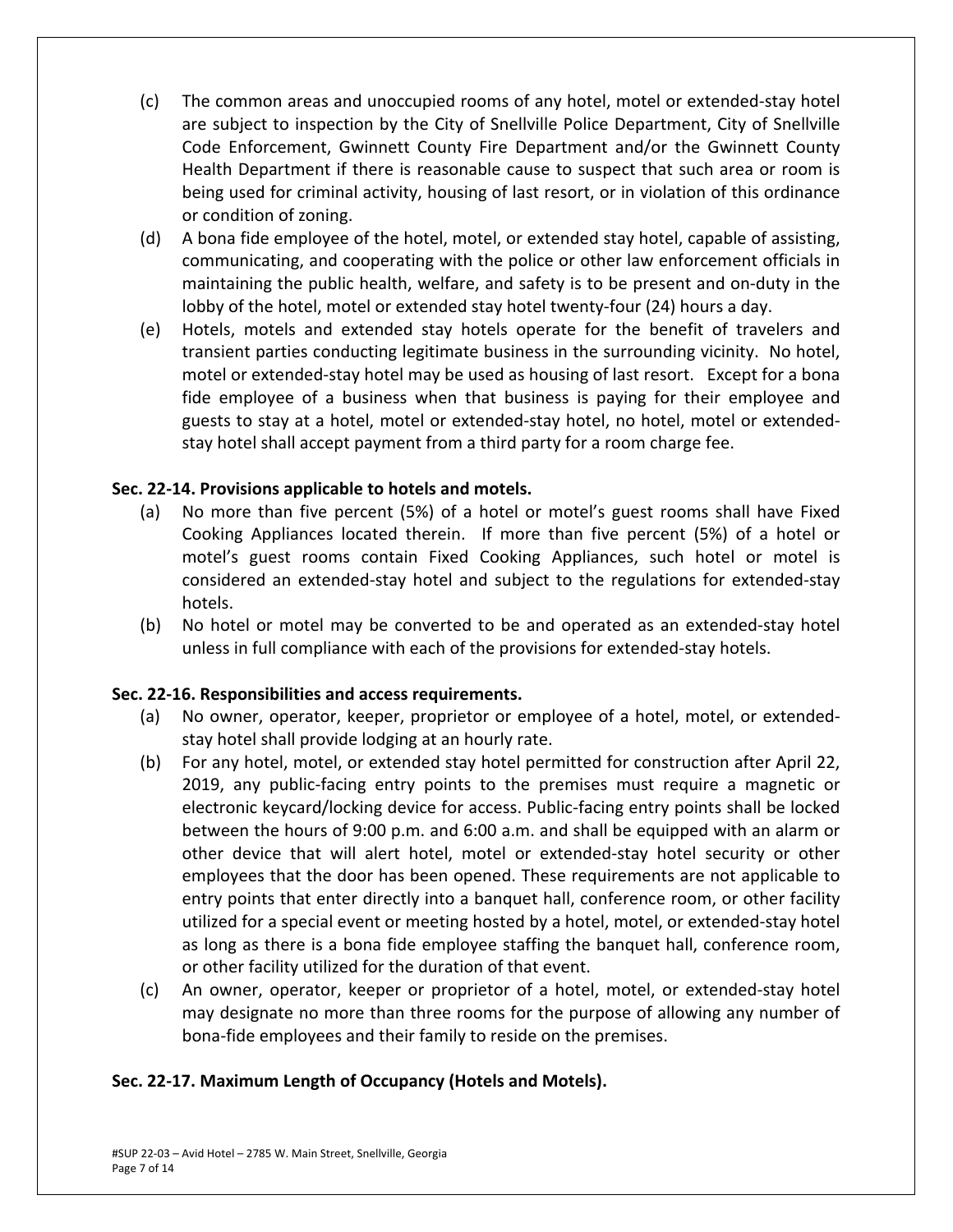(c) The common areas and unoccupied rooms of any hotel, motel or extended-stay hotel are subject to inspection by the City of Snellville Police Department, City of Snellville Code Enforcement, Gwinnett County Fire Department and/or the Gwinnett County Health Department if there is reasonable cause to suspect that such area or room is being used for criminal activity, housing of last resort, or in violation of this ordinance or condition of zoning.

(d) A bona fide employee of the hotel, motel, or extended stay hotel, capable of assisting, communicating, and cooperating with the police or other law enforcement officials in maintaining the public health, welfare, and safety is to be present and on-duty in the lobby of the hotel, motel or extended stay hotel twenty-four (24) hours a day.

(e) Hotels, motels and extended stay hotels operate for the benefit of travelers and transient parties conducting legitimate business in the surrounding vicinity. No hotel, motel or extended-stay hotel may be used as housing of last resort. Except for a bona fide employee of a business when that business is paying for their employee and guests to stay at a hotel, motel or extended-stay hotel, no hotel, motel or extended-stay hotel shall accept payment from a third party for a room charge fee.

**Sec. 22-14. Provisions applicable to hotels and motels.**

(a) No more than five percent (5%) of a hotel or motel's guest rooms shall have Fixed Cooking Appliances located therein. If more than five percent (5%) of a hotel or motel's guest rooms contain Fixed Cooking Appliances, such hotel or motel is considered an extended-stay hotel and subject to the regulations for extended-stay hotels.

(b) No hotel or motel may be converted to be and operated as an extended-stay hotel unless in full compliance with each of the provisions for extended-stay hotels.

**Sec. 22-16. Responsibilities and access requirements.**

(a) No owner, operator, keeper, proprietor or employee of a hotel, motel, or extended-stay hotel shall provide lodging at an hourly rate.

(b) For any hotel, motel, or extended stay hotel permitted for construction after April 22, 2019, any public-facing entry points to the premises must require a magnetic or electronic keycard/locking device for access. Public-facing entry points shall be locked between the hours of 9:00 p.m. and 6:00 a.m. and shall be equipped with an alarm or other device that will alert hotel, motel or extended-stay hotel security or other employees that the door has been opened. These requirements are not applicable to entry points that enter directly into a banquet hall, conference room, or other facility utilized for a special event or meeting hosted by a hotel, motel, or extended-stay hotel as long as there is a bona fide employee staffing the banquet hall, conference room, or other facility utilized for the duration of that event.

(c) An owner, operator, keeper or proprietor of a hotel, motel, or extended-stay hotel may designate no more than three rooms for the purpose of allowing any number of bona-fide employees and their family to reside on the premises.

**Sec. 22-17. Maximum Length of Occupancy (Hotels and Motels).**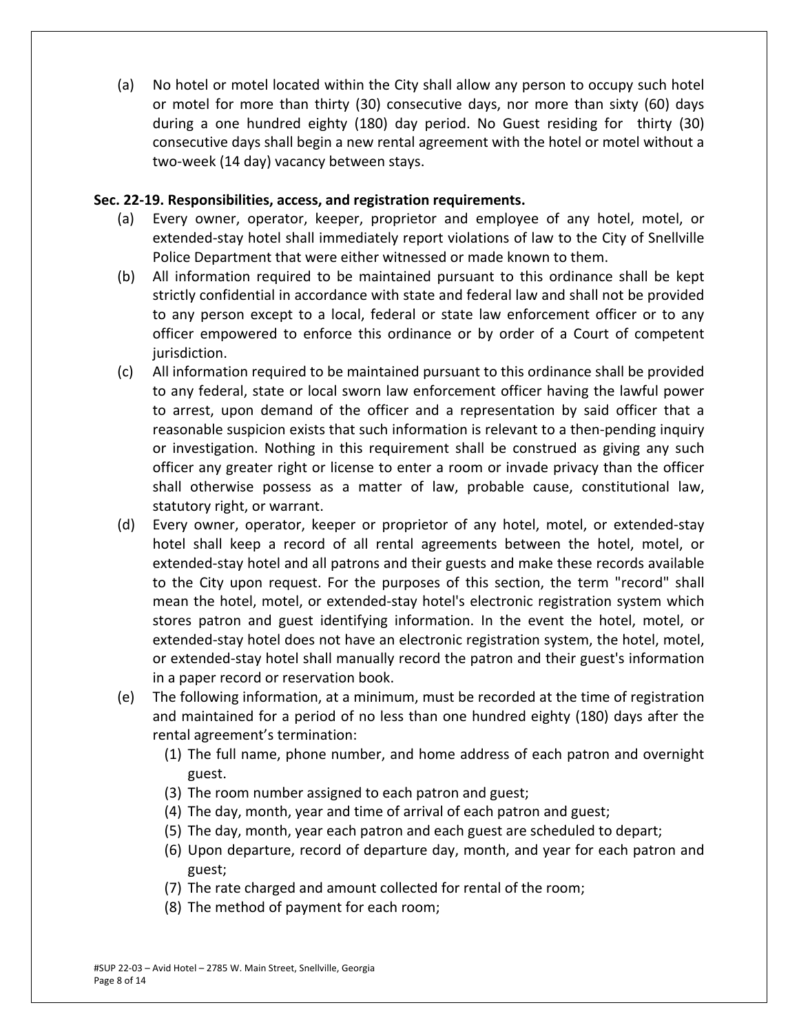(a) No hotel or motel located within the City shall allow any person to occupy such hotel or motel for more than thirty (30) consecutive days, nor more than sixty (60) days during a one hundred eighty (180) day period. No Guest residing for thirty (30) consecutive days shall begin a new rental agreement with the hotel or motel without a two-week (14 day) vacancy between stays.

**Sec. 22-19. Responsibilities, access, and registration requirements.**

(a) Every owner, operator, keeper, proprietor and employee of any hotel, motel, or extended-stay hotel shall immediately report violations of law to the City of Snellville Police Department that were either witnessed or made known to them.

(b) All information required to be maintained pursuant to this ordinance shall be kept strictly confidential in accordance with state and federal law and shall not be provided to any person except to a local, federal or state law enforcement officer or to any officer empowered to enforce this ordinance or by order of a Court of competent jurisdiction.

(c) All information required to be maintained pursuant to this ordinance shall be provided to any federal, state or local sworn law enforcement officer having the lawful power to arrest, upon demand of the officer and a representation by said officer that a reasonable suspicion exists that such information is relevant to a then-pending inquiry or investigation. Nothing in this requirement shall be construed as giving any such officer any greater right or license to enter a room or invade privacy than the officer shall otherwise possess as a matter of law, probable cause, constitutional law, statutory right, or warrant.

(d) Every owner, operator, keeper or proprietor of any hotel, motel, or extended-stay hotel shall keep a record of all rental agreements between the hotel, motel, or extended-stay hotel and all patrons and their guests and make these records available to the City upon request. For the purposes of this section, the term "record" shall mean the hotel, motel, or extended-stay hotel's electronic registration system which stores patron and guest identifying information. In the event the hotel, motel, or extended-stay hotel does not have an electronic registration system, the hotel, motel, or extended-stay hotel shall manually record the patron and their guest's information in a paper record or reservation book.

(e) The following information, at a minimum, must be recorded at the time of registration and maintained for a period of no less than one hundred eighty (180) days after the rental agreement's termination:

(1) The full name, phone number, and home address of each patron and overnight guest.

(3) The room number assigned to each patron and guest;

(4) The day, month, year and time of arrival of each patron and guest;

(5) The day, month, year each patron and each guest are scheduled to depart;

(6) Upon departure, record of departure day, month, and year for each patron and guest;

(7) The rate charged and amount collected for rental of the room;

(8) The method of payment for each room;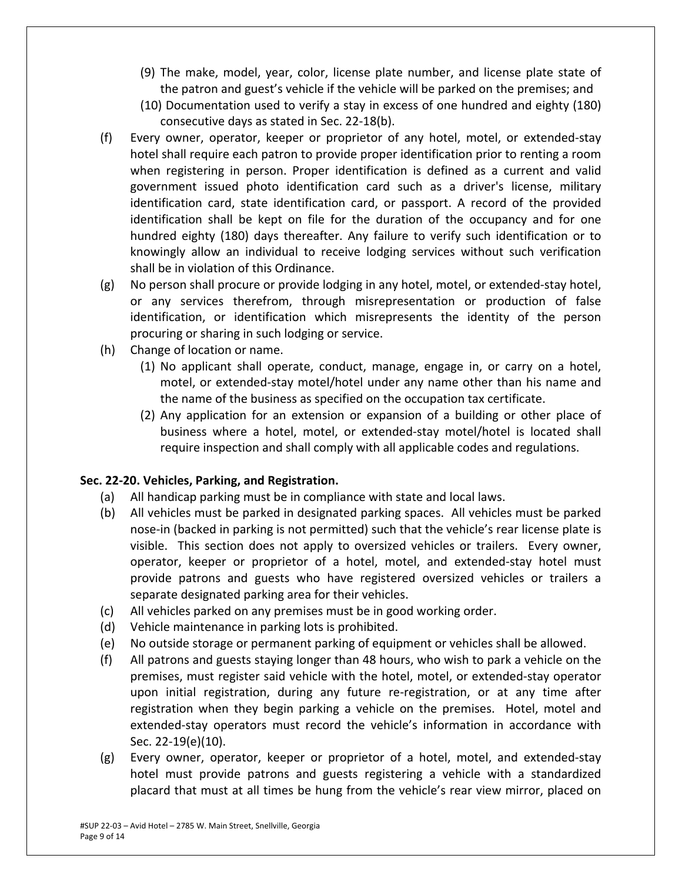(9) The make, model, year, color, license plate number, and license plate state of the patron and guest's vehicle if the vehicle will be parked on the premises; and

(10) Documentation used to verify a stay in excess of one hundred and eighty (180) consecutive days as stated in Sec. 22-18(b).

(f) Every owner, operator, keeper or proprietor of any hotel, motel, or extended-stay hotel shall require each patron to provide proper identification prior to renting a room when registering in person. Proper identification is defined as a current and valid government issued photo identification card such as a driver's license, military identification card, state identification card, or passport. A record of the provided identification shall be kept on file for the duration of the occupancy and for one hundred eighty (180) days thereafter. Any failure to verify such identification or to knowingly allow an individual to receive lodging services without such verification shall be in violation of this Ordinance.

(g) No person shall procure or provide lodging in any hotel, motel, or extended-stay hotel, or any services therefrom, through misrepresentation or production of false identification, or identification which misrepresents the identity of the person procuring or sharing in such lodging or service.

(h) Change of location or name.

(1) No applicant shall operate, conduct, manage, engage in, or carry on a hotel, motel, or extended-stay motel/hotel under any name other than his name and the name of the business as specified on the occupation tax certificate.

(2) Any application for an extension or expansion of a building or other place of business where a hotel, motel, or extended-stay motel/hotel is located shall require inspection and shall comply with all applicable codes and regulations.

**Sec. 22-20. Vehicles, Parking, and Registration.**

(a) All handicap parking must be in compliance with state and local laws.

(b) All vehicles must be parked in designated parking spaces. All vehicles must be parked nose-in (backed in parking is not permitted) such that the vehicle's rear license plate is visible. This section does not apply to oversized vehicles or trailers. Every owner, operator, keeper or proprietor of a hotel, motel, and extended-stay hotel must provide patrons and guests who have registered oversized vehicles or trailers a separate designated parking area for their vehicles.

(c) All vehicles parked on any premises must be in good working order.

(d) Vehicle maintenance in parking lots is prohibited.

(e) No outside storage or permanent parking of equipment or vehicles shall be allowed.

(f) All patrons and guests staying longer than 48 hours, who wish to park a vehicle on the premises, must register said vehicle with the hotel, motel, or extended-stay operator upon initial registration, during any future re-registration, or at any time after registration when they begin parking a vehicle on the premises. Hotel, motel and extended-stay operators must record the vehicle's information in accordance with Sec. 22-19(e)(10).

(g) Every owner, operator, keeper or proprietor of a hotel, motel, and extended-stay hotel must provide patrons and guests registering a vehicle with a standardized placard that must at all times be hung from the vehicle's rear view mirror, placed on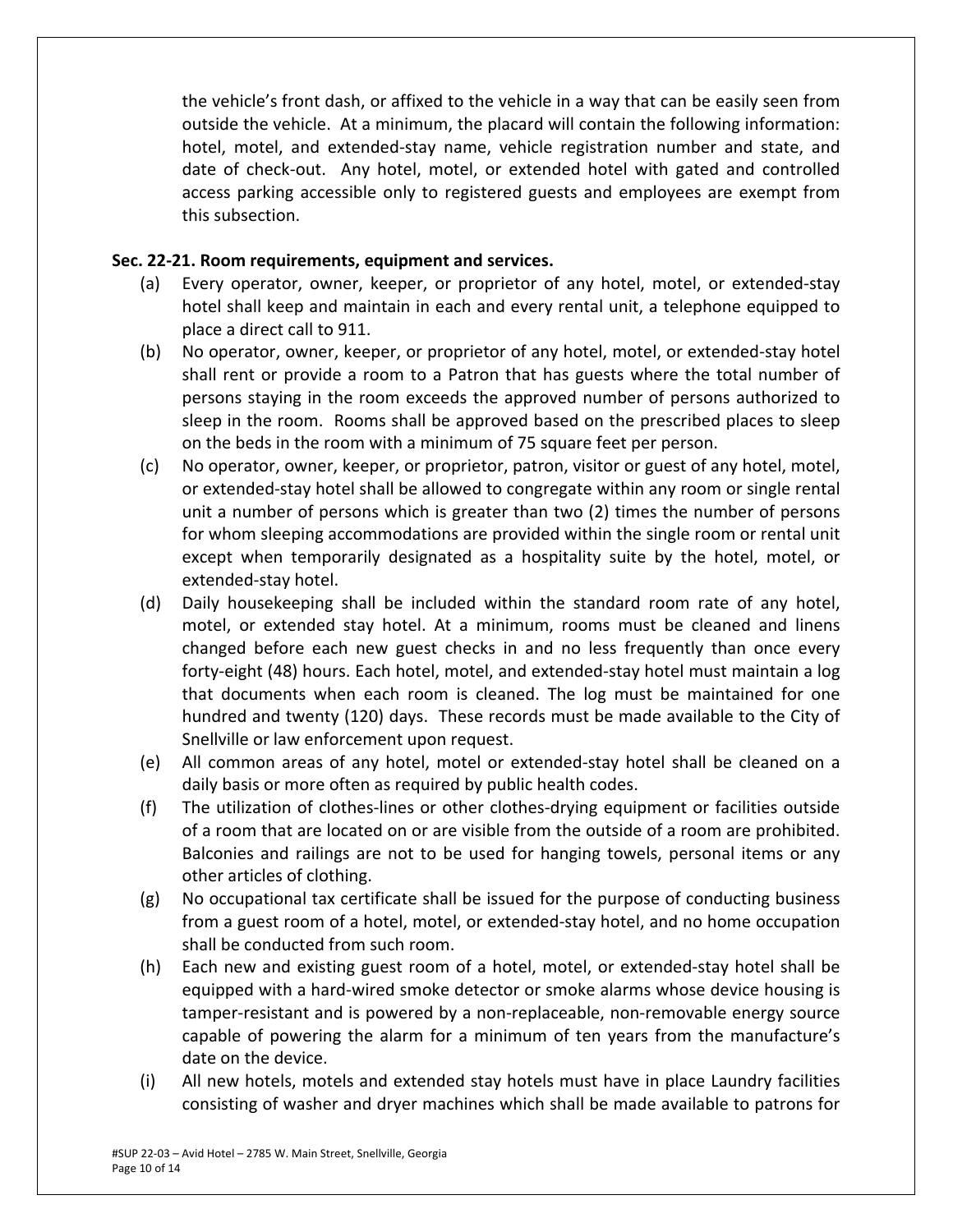the vehicle's front dash, or affixed to the vehicle in a way that can be easily seen from outside the vehicle. At a minimum, the placard will contain the following information: hotel, motel, and extended-stay name, vehicle registration number and state, and date of check-out. Any hotel, motel, or extended hotel with gated and controlled access parking accessible only to registered guests and employees are exempt from this subsection.

**Sec. 22-21. Room requirements, equipment and services.**

(a) Every operator, owner, keeper, or proprietor of any hotel, motel, or extended-stay hotel shall keep and maintain in each and every rental unit, a telephone equipped to place a direct call to 911.

(b) No operator, owner, keeper, or proprietor of any hotel, motel, or extended-stay hotel shall rent or provide a room to a Patron that has guests where the total number of persons staying in the room exceeds the approved number of persons authorized to sleep in the room. Rooms shall be approved based on the prescribed places to sleep on the beds in the room with a minimum of 75 square feet per person.

(c) No operator, owner, keeper, or proprietor, patron, visitor or guest of any hotel, motel, or extended-stay hotel shall be allowed to congregate within any room or single rental unit a number of persons which is greater than two (2) times the number of persons for whom sleeping accommodations are provided within the single room or rental unit except when temporarily designated as a hospitality suite by the hotel, motel, or extended-stay hotel.

(d) Daily housekeeping shall be included within the standard room rate of any hotel, motel, or extended stay hotel. At a minimum, rooms must be cleaned and linens changed before each new guest checks in and no less frequently than once every forty-eight (48) hours. Each hotel, motel, and extended-stay hotel must maintain a log that documents when each room is cleaned. The log must be maintained for one hundred and twenty (120) days. These records must be made available to the City of Snellville or law enforcement upon request.

(e) All common areas of any hotel, motel or extended-stay hotel shall be cleaned on a daily basis or more often as required by public health codes.

(f) The utilization of clothes-lines or other clothes-drying equipment or facilities outside of a room that are located on or are visible from the outside of a room are prohibited. Balconies and railings are not to be used for hanging towels, personal items or any other articles of clothing.

(g) No occupational tax certificate shall be issued for the purpose of conducting business from a guest room of a hotel, motel, or extended-stay hotel, and no home occupation shall be conducted from such room.

(h) Each new and existing guest room of a hotel, motel, or extended-stay hotel shall be equipped with a hard-wired smoke detector or smoke alarms whose device housing is tamper-resistant and is powered by a non-replaceable, non-removable energy source capable of powering the alarm for a minimum of ten years from the manufacture's date on the device.

(i) All new hotels, motels and extended stay hotels must have in place Laundry facilities consisting of washer and dryer machines which shall be made available to patrons for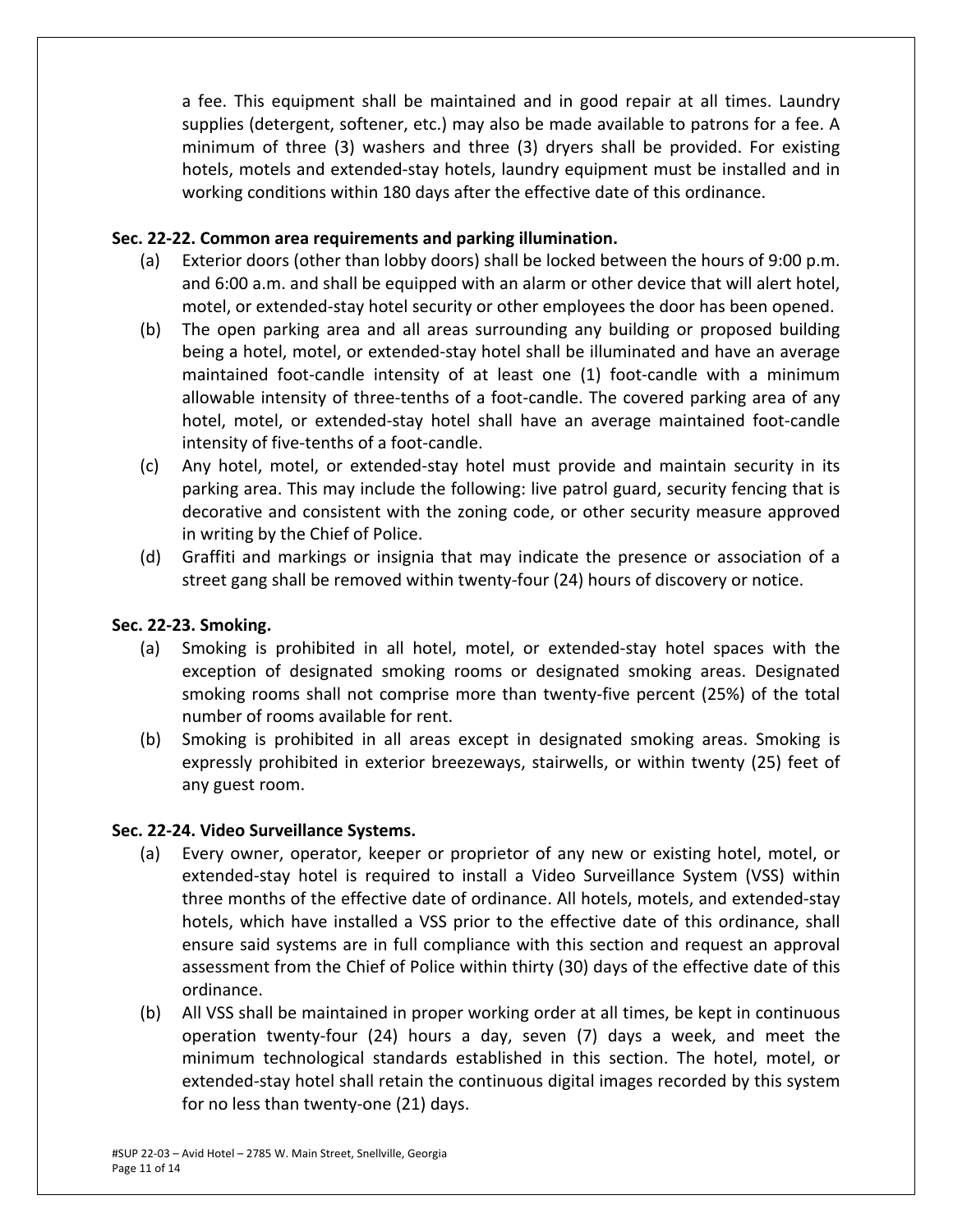a fee. This equipment shall be maintained and in good repair at all times. Laundry supplies (detergent, softener, etc.) may also be made available to patrons for a fee. A minimum of three (3) washers and three (3) dryers shall be provided. For existing hotels, motels and extended-stay hotels, laundry equipment must be installed and in working conditions within 180 days after the effective date of this ordinance.

**Sec. 22-22. Common area requirements and parking illumination.**

(a) Exterior doors (other than lobby doors) shall be locked between the hours of 9:00 p.m. and 6:00 a.m. and shall be equipped with an alarm or other device that will alert hotel, motel, or extended-stay hotel security or other employees the door has been opened.

(b) The open parking area and all areas surrounding any building or proposed building being a hotel, motel, or extended-stay hotel shall be illuminated and have an average maintained foot-candle intensity of at least one (1) foot-candle with a minimum allowable intensity of three-tenths of a foot-candle. The covered parking area of any hotel, motel, or extended-stay hotel shall have an average maintained foot-candle intensity of five-tenths of a foot-candle.

(c) Any hotel, motel, or extended-stay hotel must provide and maintain security in its parking area. This may include the following: live patrol guard, security fencing that is decorative and consistent with the zoning code, or other security measure approved in writing by the Chief of Police.

(d) Graffiti and markings or insignia that may indicate the presence or association of a street gang shall be removed within twenty-four (24) hours of discovery or notice.

**Sec. 22-23. Smoking.**

(a) Smoking is prohibited in all hotel, motel, or extended-stay hotel spaces with the exception of designated smoking rooms or designated smoking areas. Designated smoking rooms shall not comprise more than twenty-five percent (25%) of the total number of rooms available for rent.

(b) Smoking is prohibited in all areas except in designated smoking areas. Smoking is expressly prohibited in exterior breezeways, stairwells, or within twenty (25) feet of any guest room.

**Sec. 22-24. Video Surveillance Systems.**

(a) Every owner, operator, keeper or proprietor of any new or existing hotel, motel, or extended-stay hotel is required to install a Video Surveillance System (VSS) within three months of the effective date of ordinance. All hotels, motels, and extended-stay hotels, which have installed a VSS prior to the effective date of this ordinance, shall ensure said systems are in full compliance with this section and request an approval assessment from the Chief of Police within thirty (30) days of the effective date of this ordinance.

(b) All VSS shall be maintained in proper working order at all times, be kept in continuous operation twenty-four (24) hours a day, seven (7) days a week, and meet the minimum technological standards established in this section. The hotel, motel, or extended-stay hotel shall retain the continuous digital images recorded by this system for no less than twenty-one (21) days.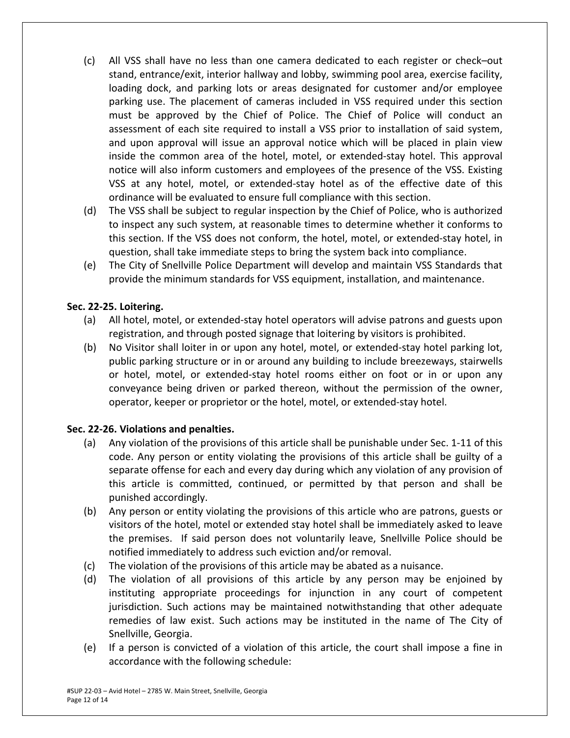(c) All VSS shall have no less than one camera dedicated to each register or check–out stand, entrance/exit, interior hallway and lobby, swimming pool area, exercise facility, loading dock, and parking lots or areas designated for customer and/or employee parking use. The placement of cameras included in VSS required under this section must be approved by the Chief of Police. The Chief of Police will conduct an assessment of each site required to install a VSS prior to installation of said system, and upon approval will issue an approval notice which will be placed in plain view inside the common area of the hotel, motel, or extended-stay hotel. This approval notice will also inform customers and employees of the presence of the VSS. Existing VSS at any hotel, motel, or extended-stay hotel as of the effective date of this ordinance will be evaluated to ensure full compliance with this section.

(d) The VSS shall be subject to regular inspection by the Chief of Police, who is authorized to inspect any such system, at reasonable times to determine whether it conforms to this section. If the VSS does not conform, the hotel, motel, or extended-stay hotel, in question, shall take immediate steps to bring the system back into compliance.

(e) The City of Snellville Police Department will develop and maintain VSS Standards that provide the minimum standards for VSS equipment, installation, and maintenance.

**Sec. 22-25. Loitering.**

(a) All hotel, motel, or extended-stay hotel operators will advise patrons and guests upon registration, and through posted signage that loitering by visitors is prohibited.

(b) No Visitor shall loiter in or upon any hotel, motel, or extended-stay hotel parking lot, public parking structure or in or around any building to include breezeways, stairwells or hotel, motel, or extended-stay hotel rooms either on foot or in or upon any conveyance being driven or parked thereon, without the permission of the owner, operator, keeper or proprietor or the hotel, motel, or extended-stay hotel.

**Sec. 22-26. Violations and penalties.**

(a) Any violation of the provisions of this article shall be punishable under Sec. 1-11 of this code. Any person or entity violating the provisions of this article shall be guilty of a separate offense for each and every day during which any violation of any provision of this article is committed, continued, or permitted by that person and shall be punished accordingly.

(b) Any person or entity violating the provisions of this article who are patrons, guests or visitors of the hotel, motel or extended stay hotel shall be immediately asked to leave the premises. If said person does not voluntarily leave, Snellville Police should be notified immediately to address such eviction and/or removal.

(c) The violation of the provisions of this article may be abated as a nuisance.

(d) The violation of all provisions of this article by any person may be enjoined by instituting appropriate proceedings for injunction in any court of competent jurisdiction. Such actions may be maintained notwithstanding that other adequate remedies of law exist. Such actions may be instituted in the name of The City of Snellville, Georgia.

(e) If a person is convicted of a violation of this article, the court shall impose a fine in accordance with the following schedule: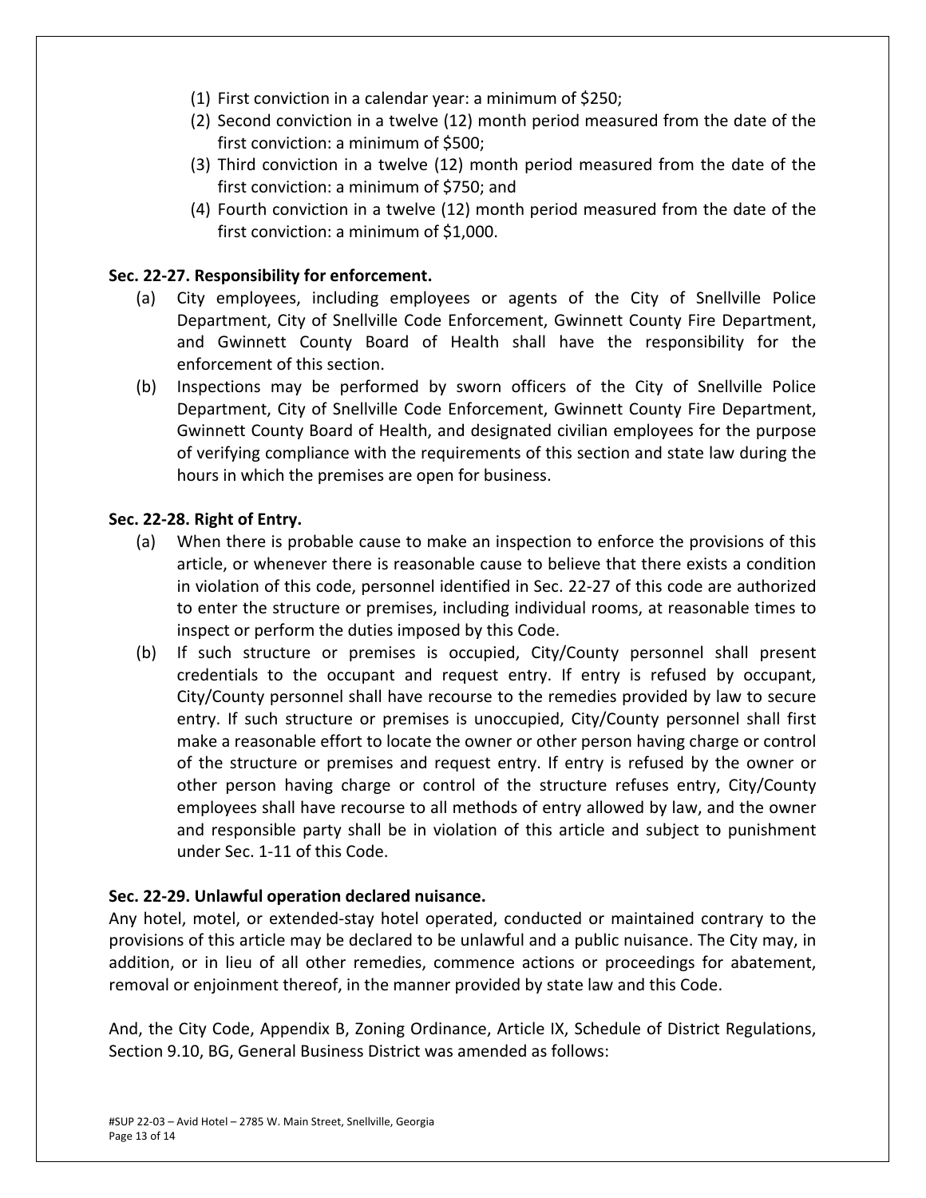(1) First conviction in a calendar year: a minimum of $250;
(2) Second conviction in a twelve (12) month period measured from the date of the first conviction: a minimum of $500;
(3) Third conviction in a twelve (12) month period measured from the date of the first conviction: a minimum of $750; and
(4) Fourth conviction in a twelve (12) month period measured from the date of the first conviction: a minimum of $1,000.

**Sec. 22-27. Responsibility for enforcement.**

(a) City employees, including employees or agents of the City of Snellville Police Department, City of Snellville Code Enforcement, Gwinnett County Fire Department, and Gwinnett County Board of Health shall have the responsibility for the enforcement of this section.

(b) Inspections may be performed by sworn officers of the City of Snellville Police Department, City of Snellville Code Enforcement, Gwinnett County Fire Department, Gwinnett County Board of Health, and designated civilian employees for the purpose of verifying compliance with the requirements of this section and state law during the hours in which the premises are open for business.

**Sec. 22-28. Right of Entry.**

(a) When there is probable cause to make an inspection to enforce the provisions of this article, or whenever there is reasonable cause to believe that there exists a condition in violation of this code, personnel identified in Sec. 22-27 of this code are authorized to enter the structure or premises, including individual rooms, at reasonable times to inspect or perform the duties imposed by this Code.

(b) If such structure or premises is occupied, City/County personnel shall present credentials to the occupant and request entry. If entry is refused by occupant, City/County personnel shall have recourse to the remedies provided by law to secure entry. If such structure or premises is unoccupied, City/County personnel shall first make a reasonable effort to locate the owner or other person having charge or control of the structure or premises and request entry. If entry is refused by the owner or other person having charge or control of the structure refuses entry, City/County employees shall have recourse to all methods of entry allowed by law, and the owner and responsible party shall be in violation of this article and subject to punishment under Sec. 1-11 of this Code.

**Sec. 22-29. Unlawful operation declared nuisance.**

Any hotel, motel, or extended-stay hotel operated, conducted or maintained contrary to the provisions of this article may be declared to be unlawful and a public nuisance. The City may, in addition, or in lieu of all other remedies, commence actions or proceedings for abatement, removal or enjoinment thereof, in the manner provided by state law and this Code.

And, the City Code, Appendix B, Zoning Ordinance, Article IX, Schedule of District Regulations, Section 9.10, BG, General Business District was amended as follows: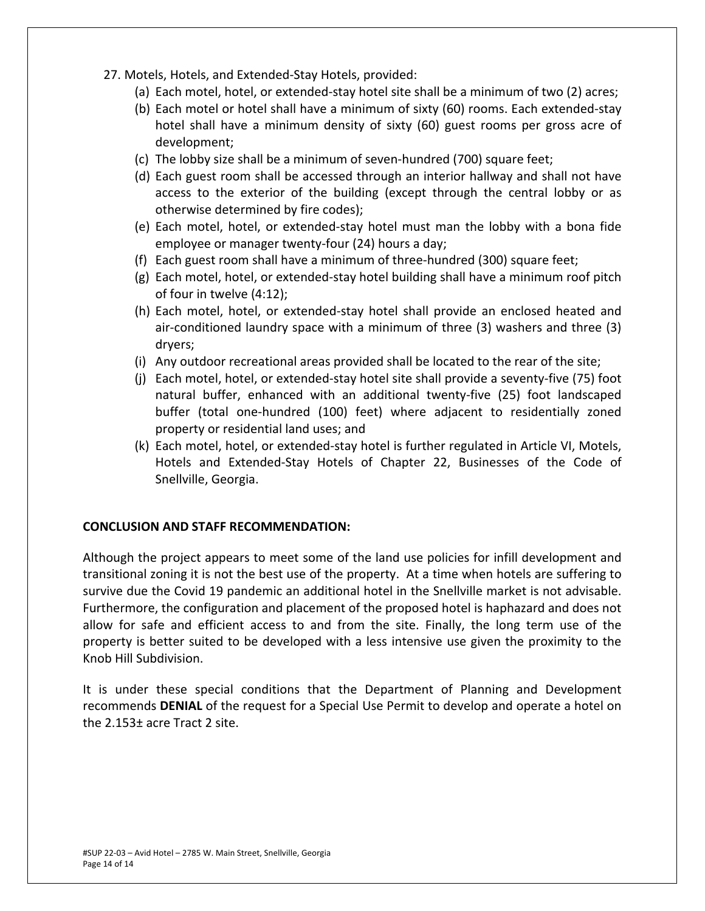27. Motels, Hotels, and Extended-Stay Hotels, provided:
    (a) Each motel, hotel, or extended-stay hotel site shall be a minimum of two (2) acres;
    (b) Each motel or hotel shall have a minimum of sixty (60) rooms. Each extended-stay hotel shall have a minimum density of sixty (60) guest rooms per gross acre of development;
    (c) The lobby size shall be a minimum of seven-hundred (700) square feet;
    (d) Each guest room shall be accessed through an interior hallway and shall not have access to the exterior of the building (except through the central lobby or as otherwise determined by fire codes);
    (e) Each motel, hotel, or extended-stay hotel must man the lobby with a bona fide employee or manager twenty-four (24) hours a day;
    (f) Each guest room shall have a minimum of three-hundred (300) square feet;
    (g) Each motel, hotel, or extended-stay hotel building shall have a minimum roof pitch of four in twelve (4:12);
    (h) Each motel, hotel, or extended-stay hotel shall provide an enclosed heated and air-conditioned laundry space with a minimum of three (3) washers and three (3) dryers;
    (i) Any outdoor recreational areas provided shall be located to the rear of the site;
    (j) Each motel, hotel, or extended-stay hotel site shall provide a seventy-five (75) foot natural buffer, enhanced with an additional twenty-five (25) foot landscaped buffer (total one-hundred (100) feet) where adjacent to residentially zoned property or residential land uses; and
    (k) Each motel, hotel, or extended-stay hotel is further regulated in Article VI, Motels, Hotels and Extended-Stay Hotels of Chapter 22, Businesses of the Code of Snellville, Georgia.

**CONCLUSION AND STAFF RECOMMENDATION:**

Although the project appears to meet some of the land use policies for infill development and transitional zoning it is not the best use of the property. At a time when hotels are suffering to survive due the Covid 19 pandemic an additional hotel in the Snellville market is not advisable. Furthermore, the configuration and placement of the proposed hotel is haphazard and does not allow for safe and efficient access to and from the site. Finally, the long term use of the property is better suited to be developed with a less intensive use given the proximity to the Knob Hill Subdivision.

It is under these special conditions that the Department of Planning and Development recommends **DENIAL** of the request for a Special Use Permit to develop and operate a hotel on the 2.153± acre Tract 2 site.